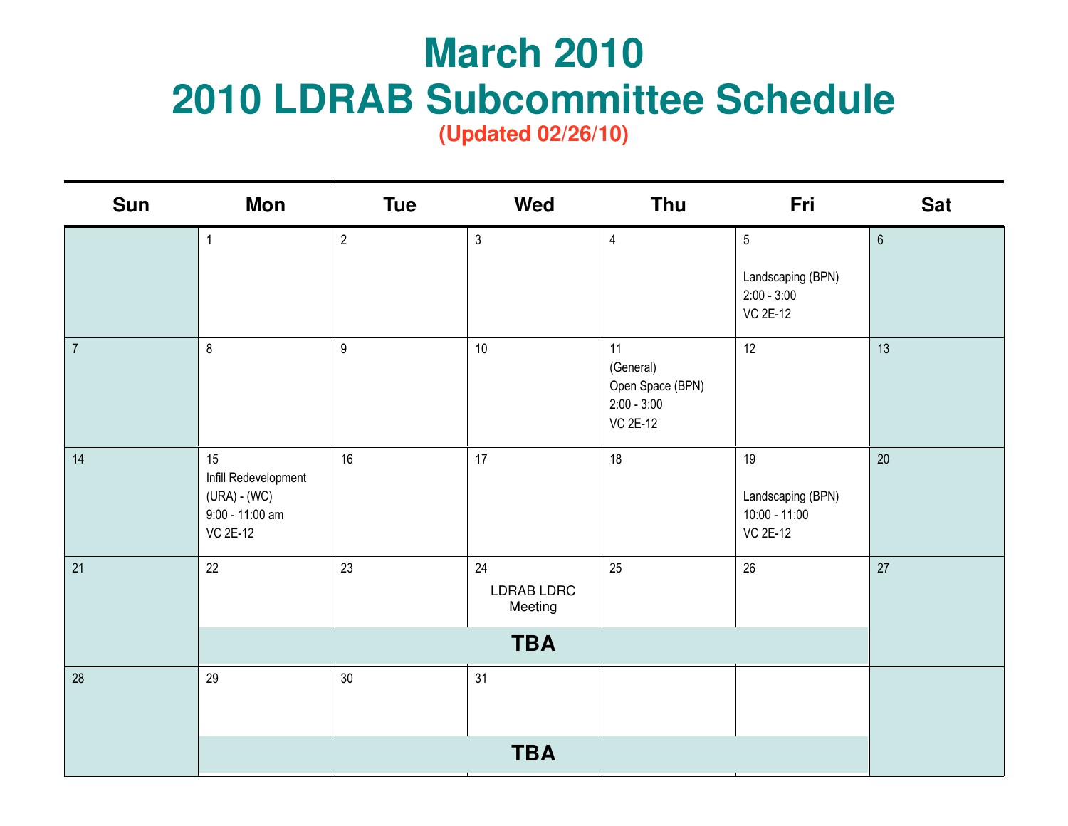# March 2010
# 2010 LDRAB Subcommittee Schedule
**(Updated 02/26/10)**

| Sun | Mon | Tue | Wed | Thu | Fri | Sat |
|---|---|---|---|---|---|---|
| | 1 | 2 | 3 | 4 | 5<br>Landscaping (BPN)<br>2:00 - 3:00<br>VC 2E-12 | 6 |
| 7 | 8 | 9 | 10 | 11<br>(General)<br>Open Space (BPN)<br>2:00 - 3:00<br>VC 2E-12 | 12 | 13 |
| 14 | 15<br>Infill Redevelopment (URA) - (WC)<br>9:00 - 11:00 am<br>VC 2E-12 | 16 | 17 | 18 | 19<br>Landscaping (BPN)<br>10:00 - 11:00<br>VC 2E-12 | 20 |
| 21 | 22<br>**TBA** | 23 | 24<br>LDRAB LDRC Meeting | 25 | 26 | 27 |
| 28 | 29<br>**TBA** | 30 | 31 | | | |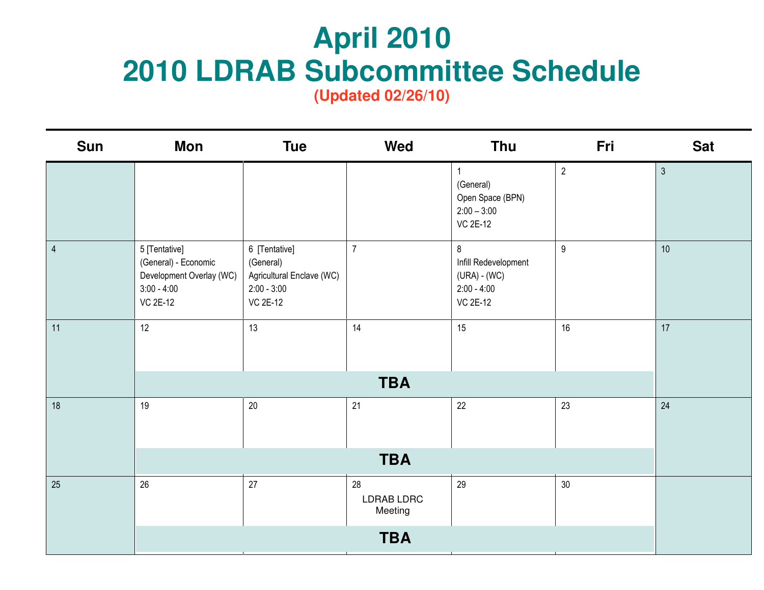# April 2010
# 2010 LDRAB Subcommittee Schedule
**(Updated 02/26/10)**

| Sun | Mon | Tue | Wed | Thu | Fri | Sat |
|---|---|---|---|---|---|---|
| | | | | 1<br>(General)<br>Open Space (BPN)<br>2:00 – 3:00<br>VC 2E-12 | 2 | 3 |
| 4 | 5 [Tentative]<br>(General) - Economic Development Overlay (WC)<br>3:00 - 4:00<br>VC 2E-12 | 6 [Tentative]<br>(General)<br>Agricultural Enclave (WC)<br>2:00 - 3:00<br>VC 2E-12 | 7 | 8<br>Infill Redevelopment (URA) - (WC)<br>2:00 - 4:00<br>VC 2E-12 | 9 | 10 |
| 11 | 12<br>**TBA** | 13 | 14 | 15 | 16 | 17 |
| 18 | 19<br>**TBA** | 20 | 21 | 22 | 23 | 24 |
| 25 | 26<br>**TBA** | 27 | 28<br>LDRAB LDRC Meeting | 29 | 30 | |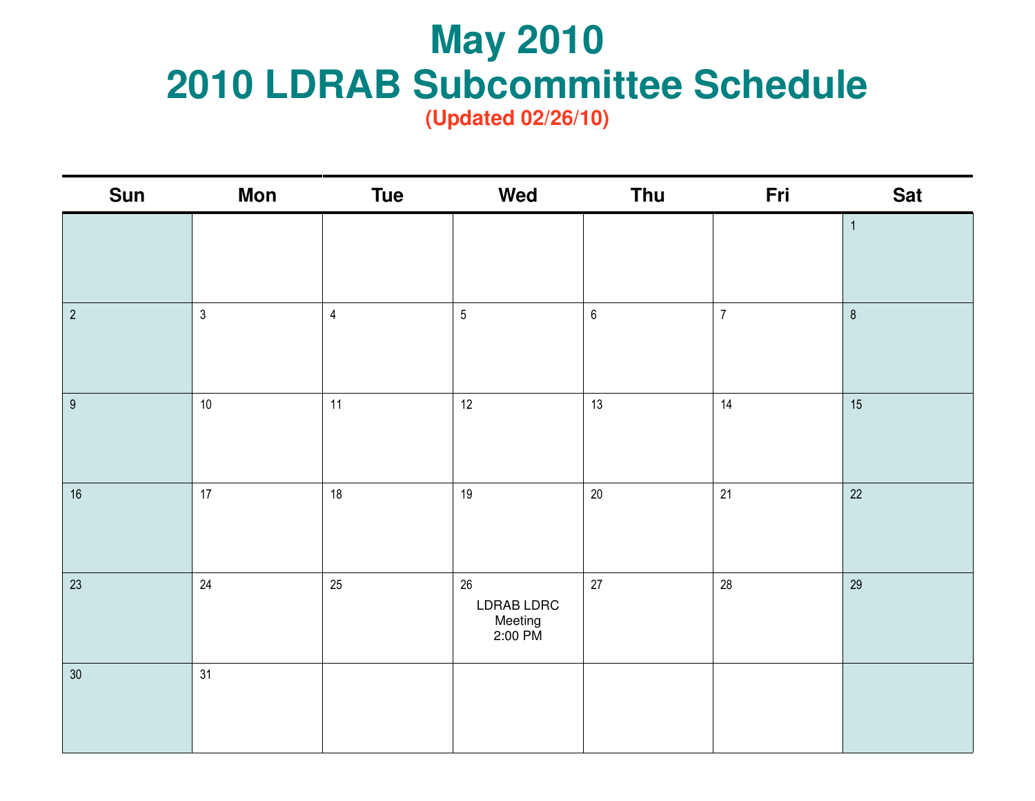# May 2010

# 2010 LDRAB Subcommittee Schedule

**(Updated 02/26/10)**

| Sun | Mon | Tue | Wed | Thu | Fri | Sat |
|---|---|---|---|---|---|---|
| | | | | | | 1 |
| 2 | 3 | 4 | 5 | 6 | 7 | 8 |
| 9 | 10 | 11 | 12 | 13 | 14 | 15 |
| 16 | 17 | 18 | 19 | 20 | 21 | 22 |
| 23 | 24 | 25 | 26 LDRAB LDRC Meeting 2:00 PM | 27 | 28 | 29 |
| 30 | 31 | | | | | |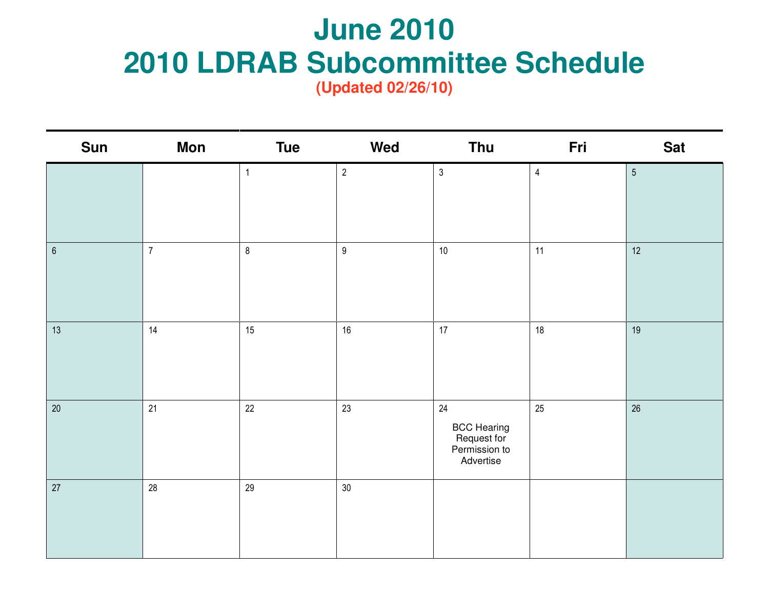# June 2010
# 2010 LDRAB Subcommittee Schedule
**(Updated 02/26/10)**

| Sun | Mon | Tue | Wed | Thu | Fri | Sat |
|---|---|---|---|---|---|---|
| | | 1 | 2 | 3 | 4 | 5 |
| 6 | 7 | 8 | 9 | 10 | 11 | 12 |
| 13 | 14 | 15 | 16 | 17 | 18 | 19 |
| 20 | 21 | 22 | 23 | 24 BCC Hearing Request for Permission to Advertise | 25 | 26 |
| 27 | 28 | 29 | 30 | | | |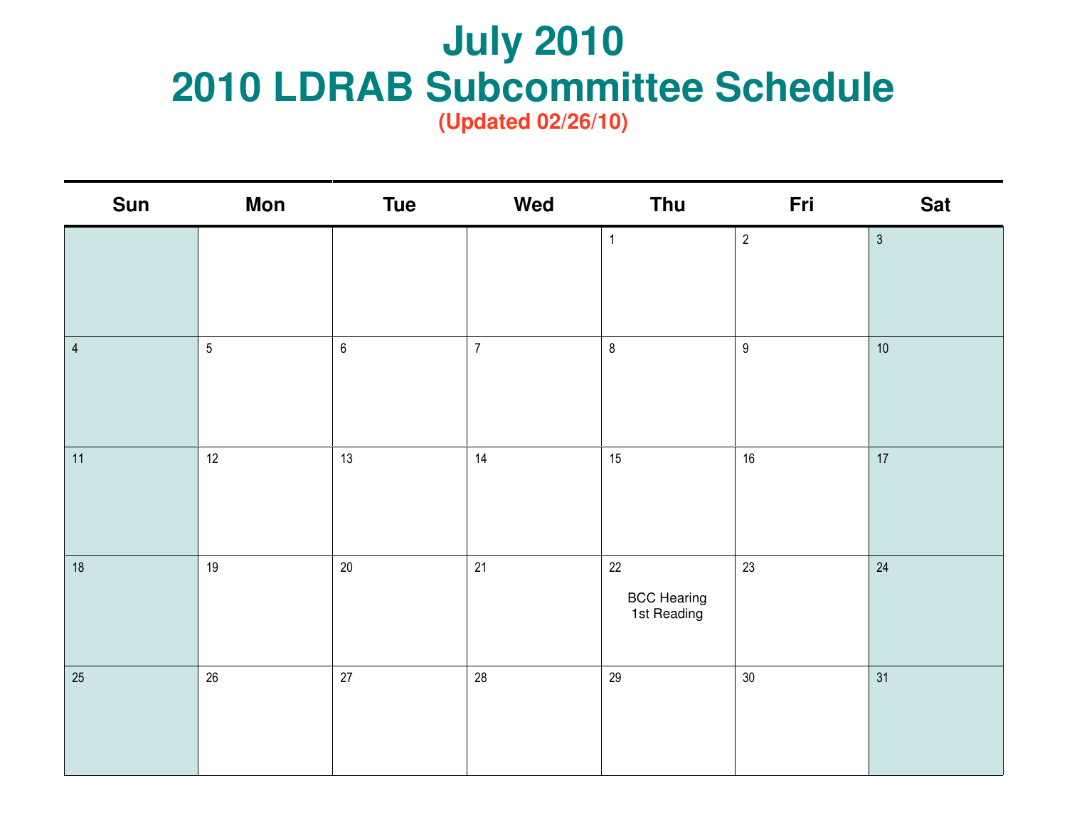# July 2010

# 2010 LDRAB Subcommittee Schedule

**(Updated 02/26/10)**

| Sun | Mon | Tue | Wed | Thu | Fri | Sat |
|---|---|---|---|---|---|---|
| | | | | 1 | 2 | 3 |
| 4 | 5 | 6 | 7 | 8 | 9 | 10 |
| 11 | 12 | 13 | 14 | 15 | 16 | 17 |
| 18 | 19 | 20 | 21 | 22<br>BCC Hearing<br>1st Reading | 23 | 24 |
| 25 | 26 | 27 | 28 | 29 | 30 | 31 |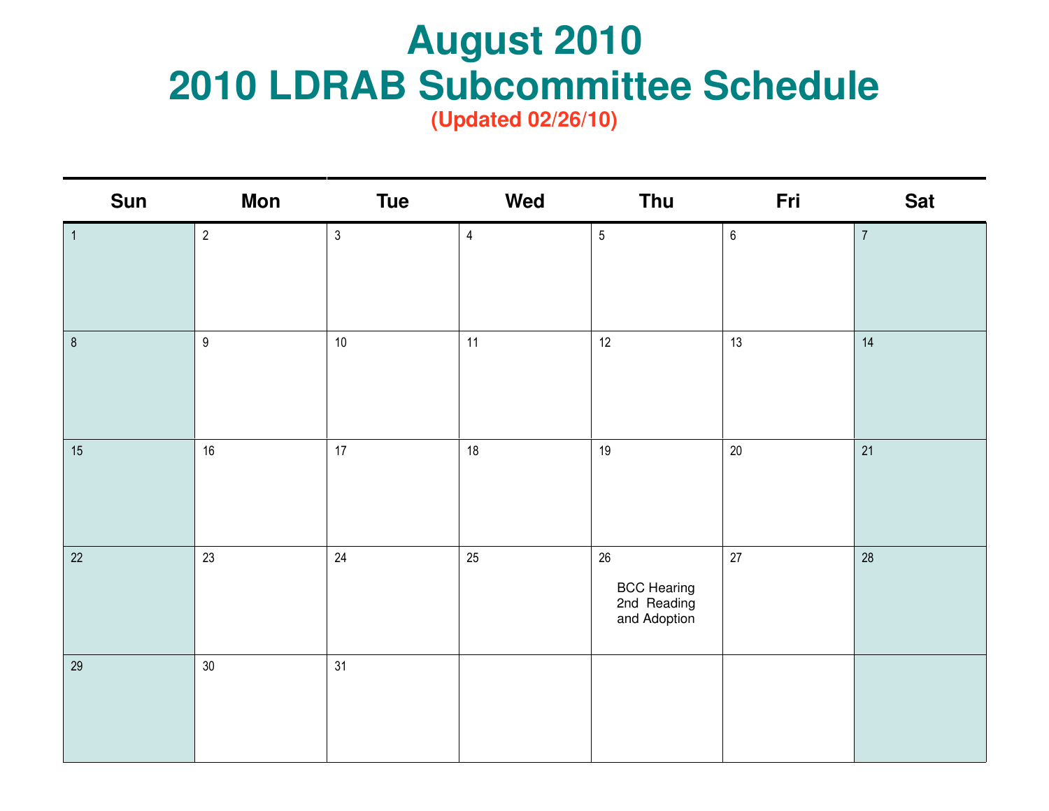# August 2010
# 2010 LDRAB Subcommittee Schedule

**(Updated 02/26/10)**

| Sun | Mon | Tue | Wed | Thu | Fri | Sat |
|---|---|---|---|---|---|---|
| 1 | 2 | 3 | 4 | 5 | 6 | 7 |
| 8 | 9 | 10 | 11 | 12 | 13 | 14 |
| 15 | 16 | 17 | 18 | 19 | 20 | 21 |
| 22 | 23 | 24 | 25 | 26 BCC Hearing 2nd Reading and Adoption | 27 | 28 |
| 29 | 30 | 31 | | | | |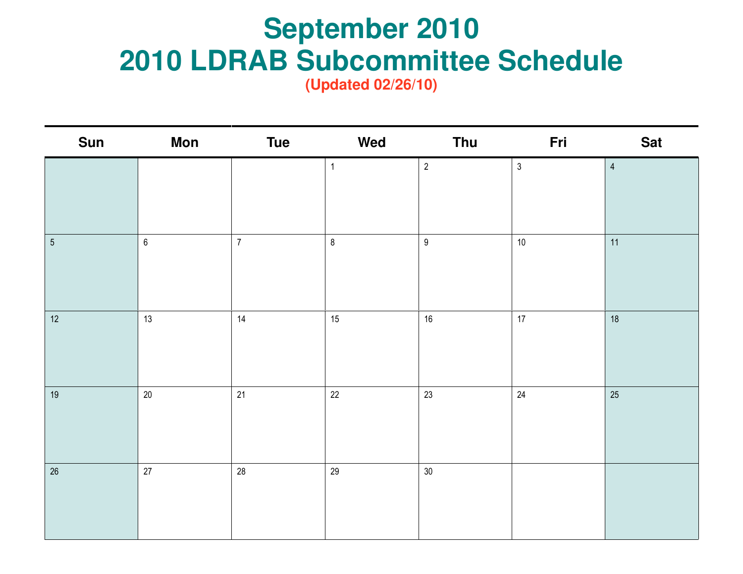# September 2010
# 2010 LDRAB Subcommittee Schedule
**(Updated 02/26/10)**

| Sun | Mon | Tue | Wed | Thu | Fri | Sat |
|---|---|---|---|---|---|---|
| | | | 1 | 2 | 3 | 4 |
| 5 | 6 | 7 | 8 | 9 | 10 | 11 |
| 12 | 13 | 14 | 15 | 16 | 17 | 18 |
| 19 | 20 | 21 | 22 | 23 | 24 | 25 |
| 26 | 27 | 28 | 29 | 30 | | |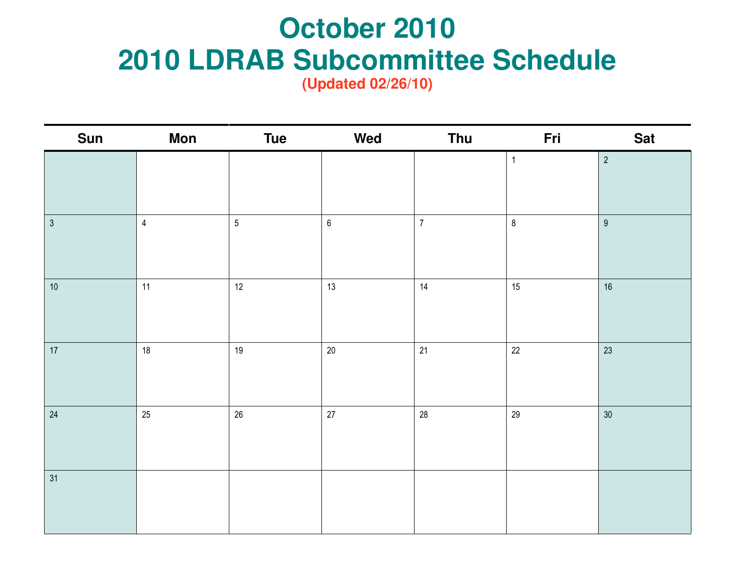# October 2010
# 2010 LDRAB Subcommittee Schedule

**(Updated 02/26/10)**

| Sun | Mon | Tue | Wed | Thu | Fri | Sat |
|---|---|---|---|---|---|---|
| | | | | | 1 | 2 |
| 3 | 4 | 5 | 6 | 7 | 8 | 9 |
| 10 | 11 | 12 | 13 | 14 | 15 | 16 |
| 17 | 18 | 19 | 20 | 21 | 22 | 23 |
| 24 | 25 | 26 | 27 | 28 | 29 | 30 |
| 31 | | | | | | |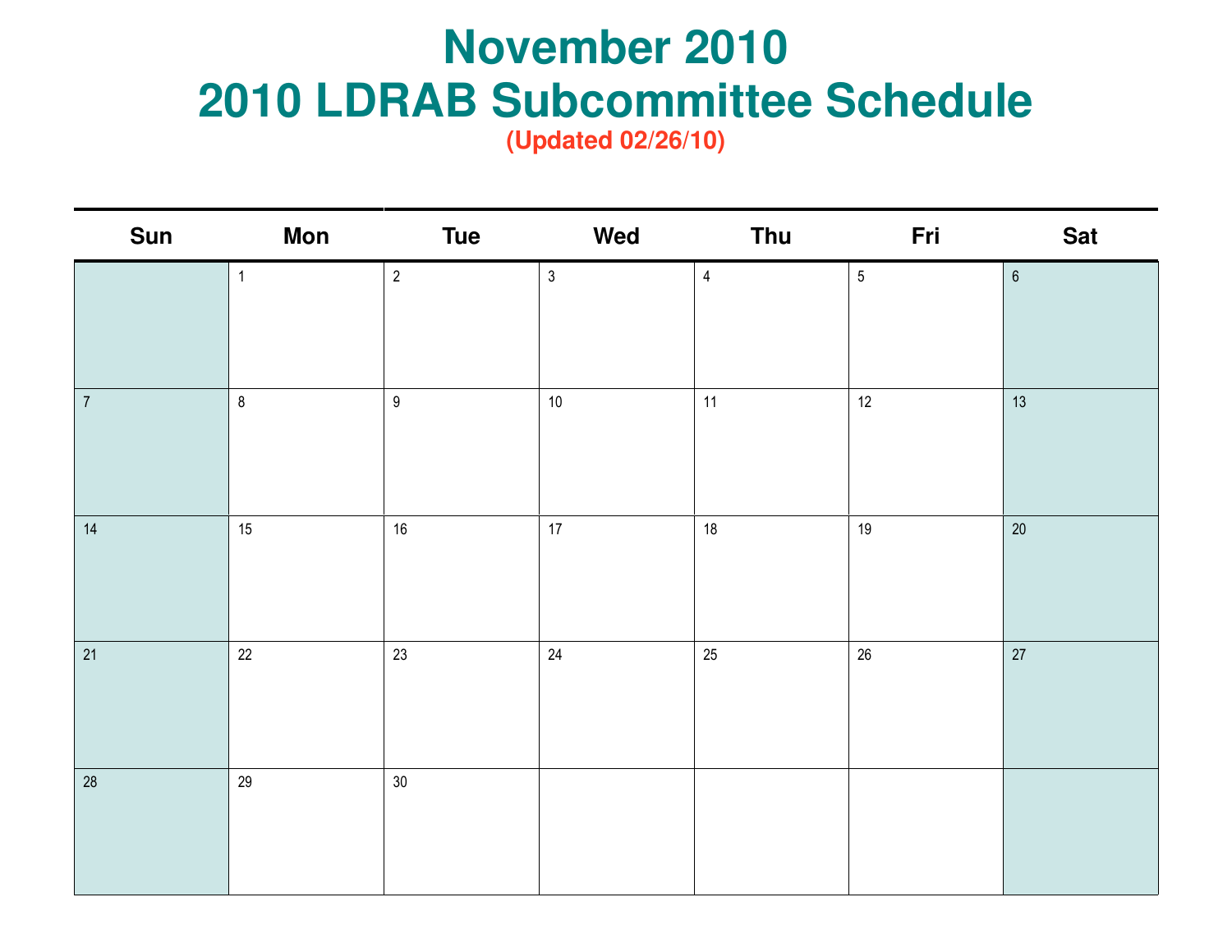# November 2010

# 2010 LDRAB Subcommittee Schedule

**(Updated 02/26/10)**

| Sun | Mon | Tue | Wed | Thu | Fri | Sat |
|---|---|---|---|---|---|---|
| | 1 | 2 | 3 | 4 | 5 | 6 |
| 7 | 8 | 9 | 10 | 11 | 12 | 13 |
| 14 | 15 | 16 | 17 | 18 | 19 | 20 |
| 21 | 22 | 23 | 24 | 25 | 26 | 27 |
| 28 | 29 | 30 | | | | |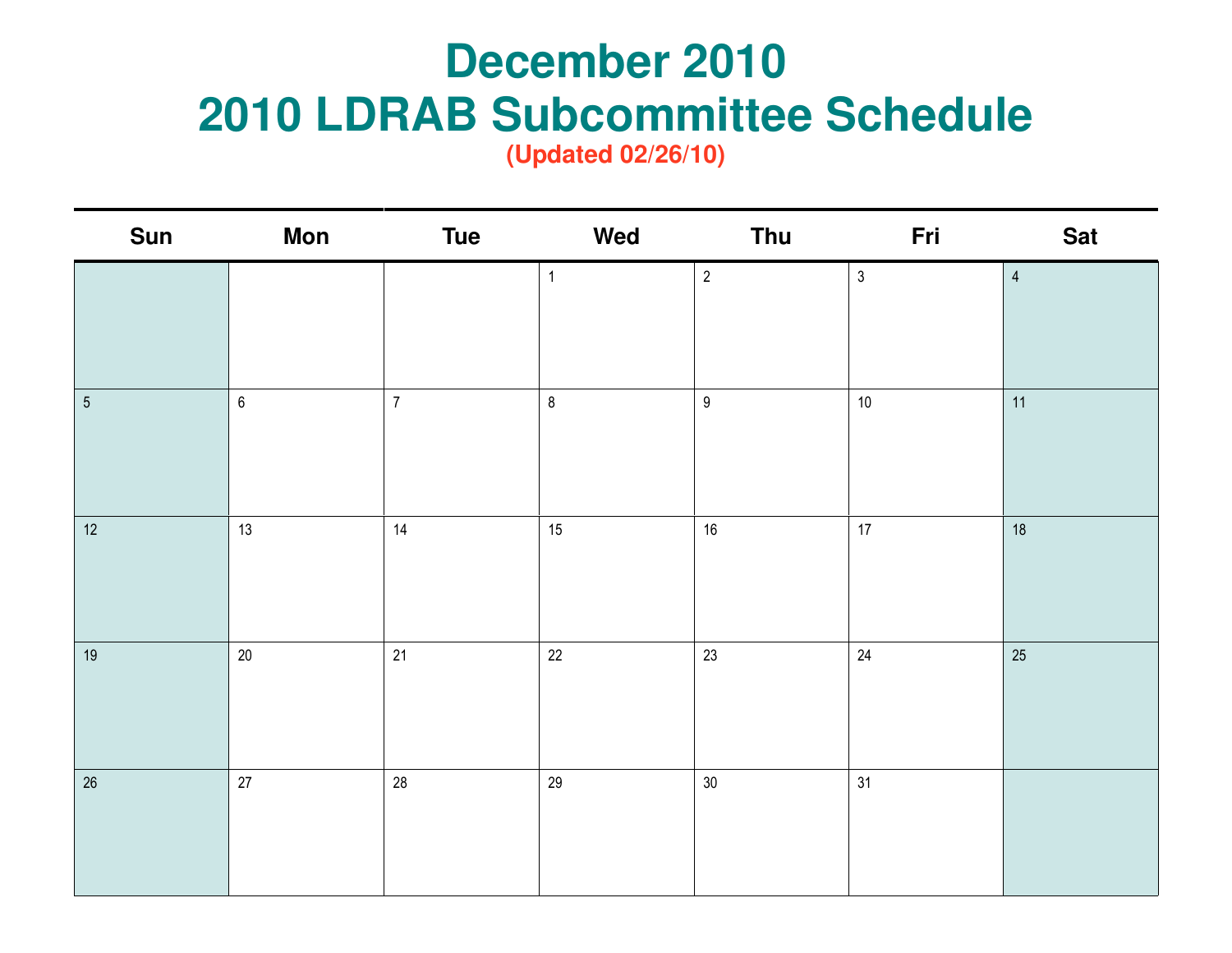# December 2010

# 2010 LDRAB Subcommittee Schedule

**(Updated 02/26/10)**

| Sun | Mon | Tue | Wed | Thu | Fri | Sat |
|---|---|---|---|---|---|---|
| | | | 1 | 2 | 3 | 4 |
| 5 | 6 | 7 | 8 | 9 | 10 | 11 |
| 12 | 13 | 14 | 15 | 16 | 17 | 18 |
| 19 | 20 | 21 | 22 | 23 | 24 | 25 |
| 26 | 27 | 28 | 29 | 30 | 31 | |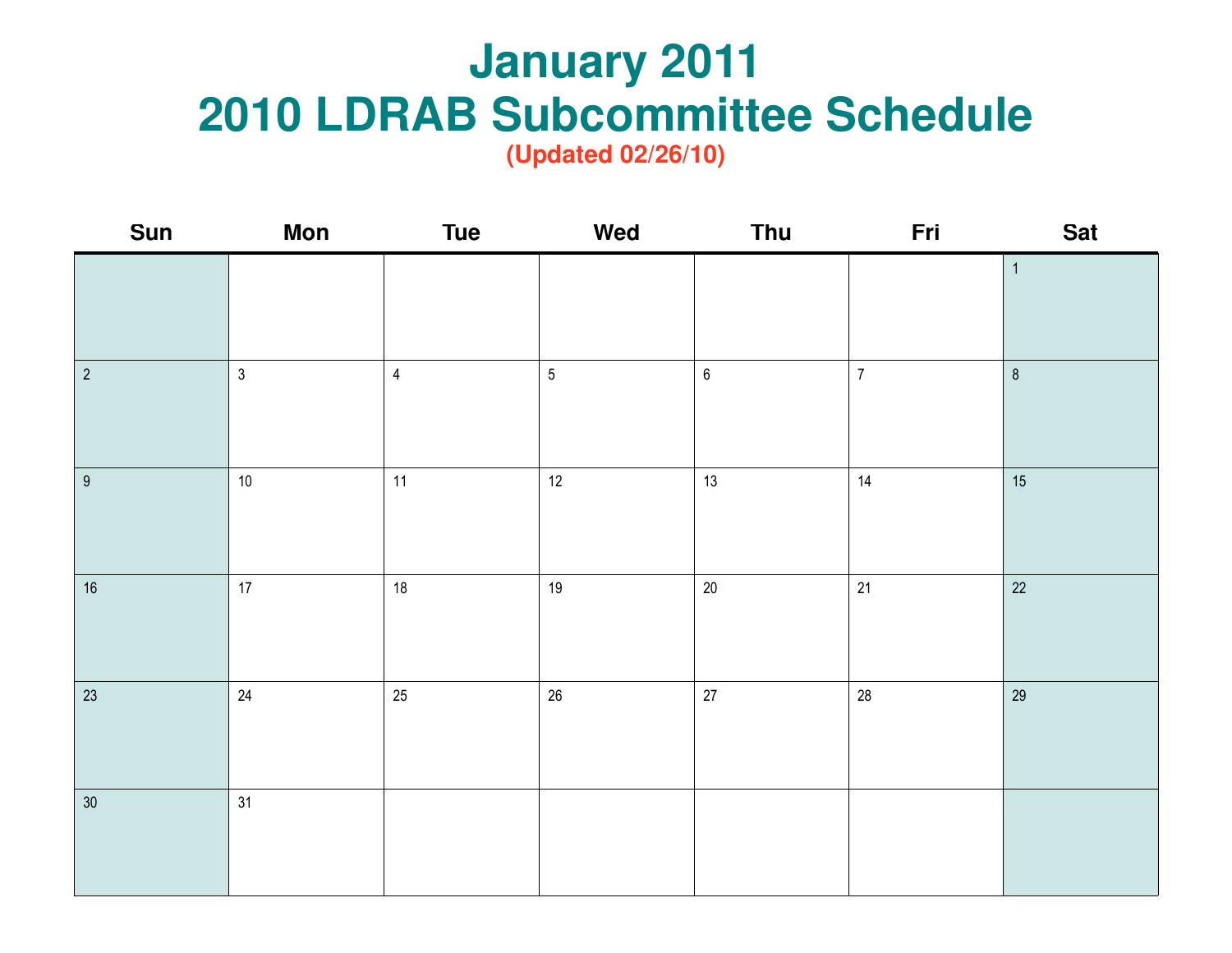# January 2011
# 2010 LDRAB Subcommittee Schedule

**(Updated 02/26/10)**

| Sun | Mon | Tue | Wed | Thu | Fri | Sat |
|---|---|---|---|---|---|---|
| | | | | | | 1 |
| 2 | 3 | 4 | 5 | 6 | 7 | 8 |
| 9 | 10 | 11 | 12 | 13 | 14 | 15 |
| 16 | 17 | 18 | 19 | 20 | 21 | 22 |
| 23 | 24 | 25 | 26 | 27 | 28 | 29 |
| 30 | 31 | | | | | |